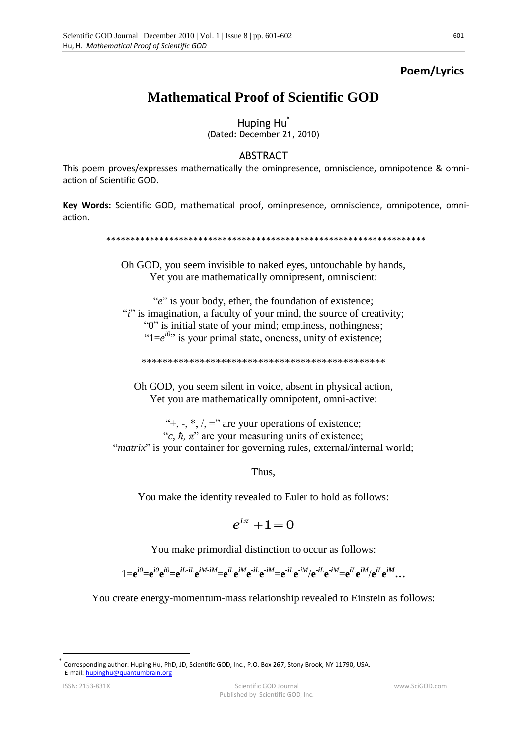**Poem/Lyrics**

# Mathematical Proof of Scientific GOD

Huping Hu[*]
(Dated: December 21, 2010)

## ABSTRACT

This poem proves/expresses mathematically the ominpresence, omniscience, omnipotence & omni-action of Scientific GOD.

**Key Words:** Scientific GOD, mathematical proof, ominpresence, omniscience, omnipotence, omni-action.

*******************************************************************

Oh GOD, you seem invisible to naked eyes, untouchable by hands,
Yet you are mathematically omnipresent, omniscient:

"$e$" is your body, ether, the foundation of existence;
"$i$" is imagination, a faculty of your mind, the source of creativity;
"0" is initial state of your mind; emptiness, nothingness;
"$1=e^{i0}$" is your primal state, oneness, unity of existence;

*********************************************

Oh GOD, you seem silent in voice, absent in physical action,
Yet you are mathematically omnipotent, omni-active:

"+, -, *, /, =" are your operations of existence;
"$c$, $\hbar$, $\pi$" are your measuring units of existence;
"*matrix*" is your container for governing rules, external/internal world;

Thus,

You make the identity revealed to Euler to hold as follows:

$$e^{i\pi}+1=0$$

You make primordial distinction to occur as follows:

$$1=\mathbf{e}^{i0}=\mathbf{e}^{i0}\mathbf{e}^{i0}=\mathbf{e}^{iL-iL}\mathbf{e}^{iM-iM}=\mathbf{e}^{iL}\mathbf{e}^{iM}\mathbf{e}^{-iL}\mathbf{e}^{-iM}=\mathbf{e}^{-iL}\mathbf{e}^{-iM}/\mathbf{e}^{-iL}\mathbf{e}^{-iM}=\mathbf{e}^{iL}\mathbf{e}^{iM}/\mathbf{e}^{iL}\mathbf{e}^{iM}\ldots$$

You create energy-momentum-mass relationship revealed to Einstein as follows:

[*] Corresponding author: Huping Hu, PhD, JD, Scientific GOD, Inc., P.O. Box 267, Stony Brook, NY 11790, USA. E-mail: hupinghu@quantumbrain.org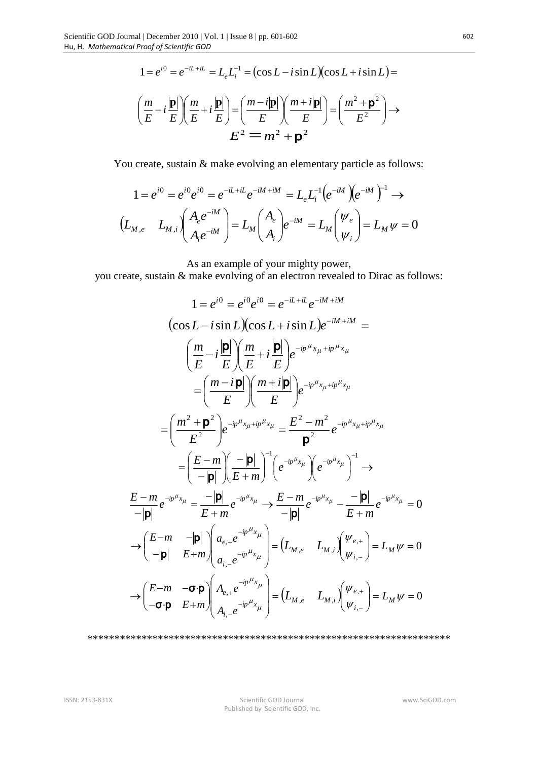$$1 = e^{i0} = e^{-iL+iL} = L_e L_i^{-1} = (\cos L - i\sin L)(\cos L + i\sin L) =$$

$$\left(\frac{m}{E} - i\frac{|\mathbf{p}|}{E}\right)\left(\frac{m}{E} + i\frac{|\mathbf{p}|}{E}\right) = \left(\frac{m - i|\mathbf{p}|}{E}\right)\left(\frac{m + i|\mathbf{p}|}{E}\right) = \left(\frac{m^2 + \mathbf{p}^2}{E^2}\right) \rightarrow$$

$$E^2 = m^2 + \mathbf{p}^2$$

You create, sustain & make evolving an elementary particle as follows:

$$1 = e^{i0} = e^{i0}e^{i0} = e^{-iL+iL}e^{-iM+iM} = L_e L_i^{-1}\left(e^{-iM}\right)\left(e^{-iM}\right)^{-1} \rightarrow$$

$$\begin{pmatrix} L_{M,e} & L_{M,i} \end{pmatrix}\begin{pmatrix} A_e e^{-iM} \\ A_i e^{-iM} \end{pmatrix} = L_M \begin{pmatrix} A_e \\ A_i \end{pmatrix} e^{-iM} = L_M \begin{pmatrix} \psi_e \\ \psi_i \end{pmatrix} = L_M \psi = 0$$

As an example of your mighty power,
you create, sustain & make evolving of an electron revealed to Dirac as follows:

$$1 = e^{i0} = e^{i0}e^{i0} = e^{-iL+iL}e^{-iM+iM}$$

$$(\cos L - i\sin L)(\cos L + i\sin L)e^{-iM+iM} =$$

$$\left(\frac{m}{E} - i\frac{|\mathbf{p}|}{E}\right)\left(\frac{m}{E} + i\frac{|\mathbf{p}|}{E}\right)e^{-ip^\mu x_\mu + ip^\mu x_\mu}$$

$$= \left(\frac{m - i|\mathbf{p}|}{E}\right)\left(\frac{m + i|\mathbf{p}|}{E}\right)e^{-ip^\mu x_\mu + ip^\mu x_\mu}$$

$$= \left(\frac{m^2 + \mathbf{p}^2}{E^2}\right)e^{-ip^\mu x_\mu + ip^\mu x_\mu} = \frac{E^2 - m^2}{\mathbf{p}^2}e^{-ip^\mu x_\mu + ip^\mu x_\mu}$$

$$= \left(\frac{E - m}{-|\mathbf{p}|}\right)\left(\frac{-|\mathbf{p}|}{E + m}\right)^{-1}\left(e^{-ip^\mu x_\mu}\right)\left(e^{-ip^\mu x_\mu}\right)^{-1} \rightarrow$$

$$\frac{E - m}{-|\mathbf{p}|}e^{-ip^\mu x_\mu} = \frac{-|\mathbf{p}|}{E + m}e^{-ip^\mu x_\mu} \rightarrow \frac{E - m}{-|\mathbf{p}|}e^{-ip^\mu x_\mu} - \frac{-|\mathbf{p}|}{E + m}e^{-ip^\mu x_\mu} = 0$$

$$\rightarrow \begin{pmatrix} E - m & -|\mathbf{p}| \\ -|\mathbf{p}| & E + m \end{pmatrix}\begin{pmatrix} a_{e,+}e^{-ip^\mu x_\mu} \\ a_{i,-}e^{-ip^\mu x_\mu} \end{pmatrix} = \begin{pmatrix} L_{M,e} & L_{M,i} \end{pmatrix}\begin{pmatrix} \psi_{e,+} \\ \psi_{i,-} \end{pmatrix} = L_M \psi = 0$$

$$\rightarrow \begin{pmatrix} E - m & -\boldsymbol{\sigma}\cdot\mathbf{p} \\ -\boldsymbol{\sigma}\cdot\mathbf{p} & E + m \end{pmatrix}\begin{pmatrix} A_{e,+}e^{-ip^\mu x_\mu} \\ A_{i,-}e^{-ip^\mu x_\mu} \end{pmatrix} = \begin{pmatrix} L_{M,e} & L_{M,i} \end{pmatrix}\begin{pmatrix} \psi_{e,+} \\ \psi_{i,-} \end{pmatrix} = L_M \psi = 0$$

*****************************************************************